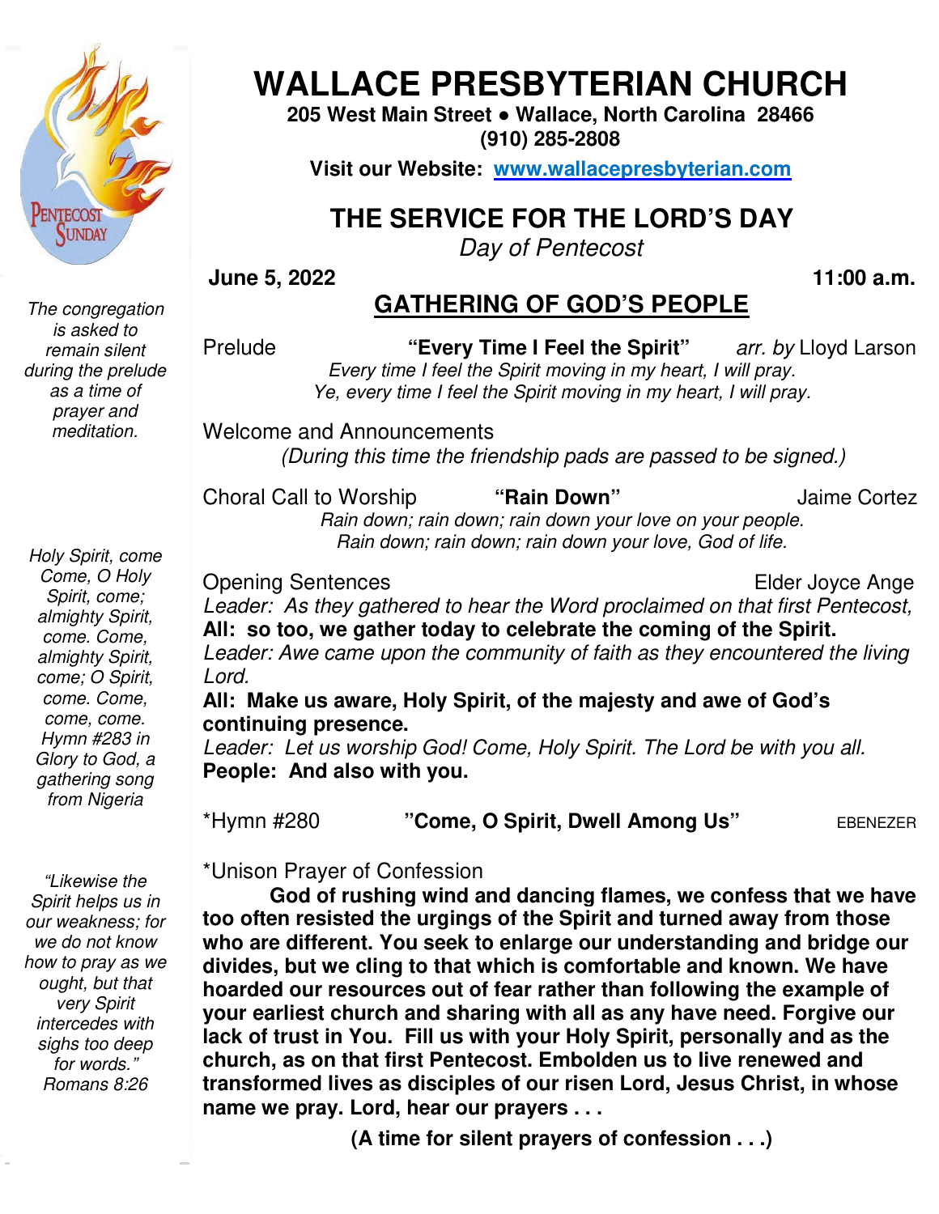# WALLACE PRESBYTERIAN CHURCH

**205 West Main Street • Wallace, North Carolina 28466**
**(910) 285-2808**

**Visit our Website: [www.wallacepresbyterian.com](http://www.wallacepresbyterian.com)**

## THE SERVICE FOR THE LORD'S DAY

*Day of Pentecost*

**June 5, 2022** **11:00 a.m.**

## GATHERING OF GOD'S PEOPLE

*The congregation is asked to remain silent during the prelude as a time of prayer and meditation.*

Prelude **"Every Time I Feel the Spirit"** *arr. by* Lloyd Larson

*Every time I feel the Spirit moving in my heart, I will pray.*
*Ye, every time I feel the Spirit moving in my heart, I will pray.*

Welcome and Announcements

*(During this time the friendship pads are passed to be signed.)*

Choral Call to Worship **"Rain Down"** Jaime Cortez

*Rain down; rain down; rain down your love on your people.*
*Rain down; rain down; rain down your love, God of life.*

*Holy Spirit, come Come, O Holy Spirit, come; almighty Spirit, come. Come, almighty Spirit, come; O Spirit, come. Come, come, come. Hymn #283 in Glory to God, a gathering song from Nigeria*

Opening Sentences Elder Joyce Ange

*Leader: As they gathered to hear the Word proclaimed on that first Pentecost,*
**All: so too, we gather today to celebrate the coming of the Spirit.**
*Leader: Awe came upon the community of faith as they encountered the living Lord.*
**All: Make us aware, Holy Spirit, of the majesty and awe of God's continuing presence.**
*Leader: Let us worship God! Come, Holy Spirit. The Lord be with you all.*
**People: And also with you.**

*Hymn #280 **"Come, O Spirit, Dwell Among Us"** EBENEZER

*"Likewise the Spirit helps us in our weakness; for we do not know how to pray as we ought, but that very Spirit intercedes with sighs too deep for words." Romans 8:26*

*Unison Prayer of Confession

**God of rushing wind and dancing flames, we confess that we have too often resisted the urgings of the Spirit and turned away from those who are different. You seek to enlarge our understanding and bridge our divides, but we cling to that which is comfortable and known. We have hoarded our resources out of fear rather than following the example of your earliest church and sharing with all as any have need. Forgive our lack of trust in You. Fill us with your Holy Spirit, personally and as the church, as on that first Pentecost. Embolden us to live renewed and transformed lives as disciples of our risen Lord, Jesus Christ, in whose name we pray. Lord, hear our prayers . . .**

**(A time for silent prayers of confession . . .)**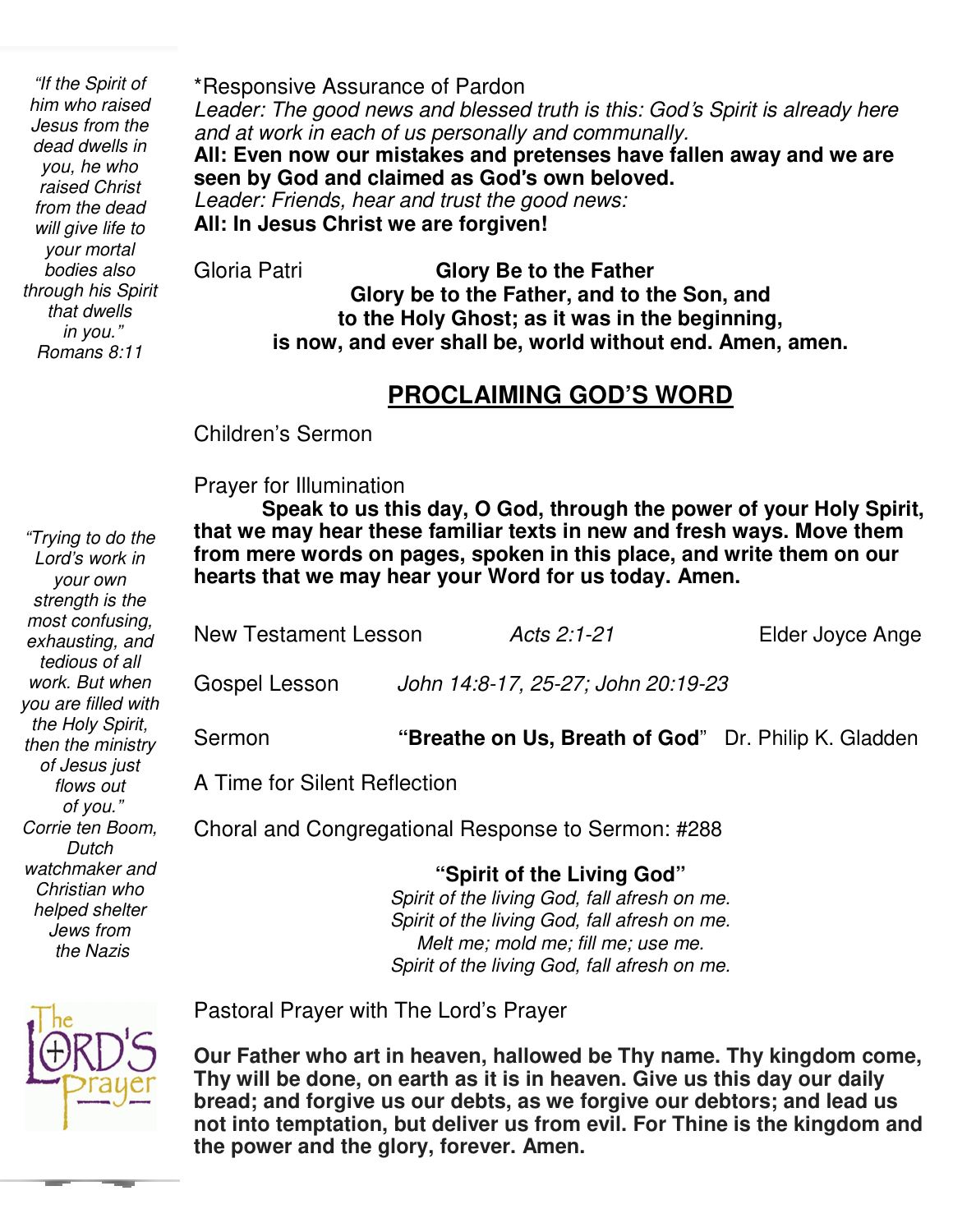*"If the Spirit of him who raised Jesus from the dead dwells in you, he who raised Christ from the dead will give life to your mortal bodies also through his Spirit that dwells in you."*
*Romans 8:11*

*Responsive Assurance of Pardon

*Leader: The good news and blessed truth is this: God's Spirit is already here and at work in each of us personally and communally.*

**All: Even now our mistakes and pretenses have fallen away and we are seen by God and claimed as God's own beloved.**

*Leader: Friends, hear and trust the good news:*

**All: In Jesus Christ we are forgiven!**

Gloria Patri **Glory Be to the Father**

**Glory be to the Father, and to the Son, and**
**to the Holy Ghost; as it was in the beginning,**
**is now, and ever shall be, world without end. Amen, amen.**

## PROCLAIMING GOD'S WORD

Children's Sermon

Prayer for Illumination

**Speak to us this day, O God, through the power of your Holy Spirit, that we may hear these familiar texts in new and fresh ways. Move them from mere words on pages, spoken in this place, and write them on our hearts that we may hear your Word for us today. Amen.**

*"Trying to do the Lord's work in your own strength is the most confusing, exhausting, and tedious of all work. But when you are filled with the Holy Spirit, then the ministry of Jesus just flows out of you."*
*Corrie ten Boom, Dutch watchmaker and Christian who helped shelter Jews from the Nazis*

New Testament Lesson *Acts 2:1-21* Elder Joyce Ange

Gospel Lesson *John 14:8-17, 25-27; John 20:19-23*

Sermon **"Breathe on Us, Breath of God"** Dr. Philip K. Gladden

A Time for Silent Reflection

Choral and Congregational Response to Sermon: #288

**"Spirit of the Living God"**

*Spirit of the living God, fall afresh on me.*
*Spirit of the living God, fall afresh on me.*
*Melt me; mold me; fill me; use me.*
*Spirit of the living God, fall afresh on me.*

Pastoral Prayer with The Lord's Prayer

**Our Father who art in heaven, hallowed be Thy name. Thy kingdom come, Thy will be done, on earth as it is in heaven. Give us this day our daily bread; and forgive us our debts, as we forgive our debtors; and lead us not into temptation, but deliver us from evil. For Thine is the kingdom and the power and the glory, forever. Amen.**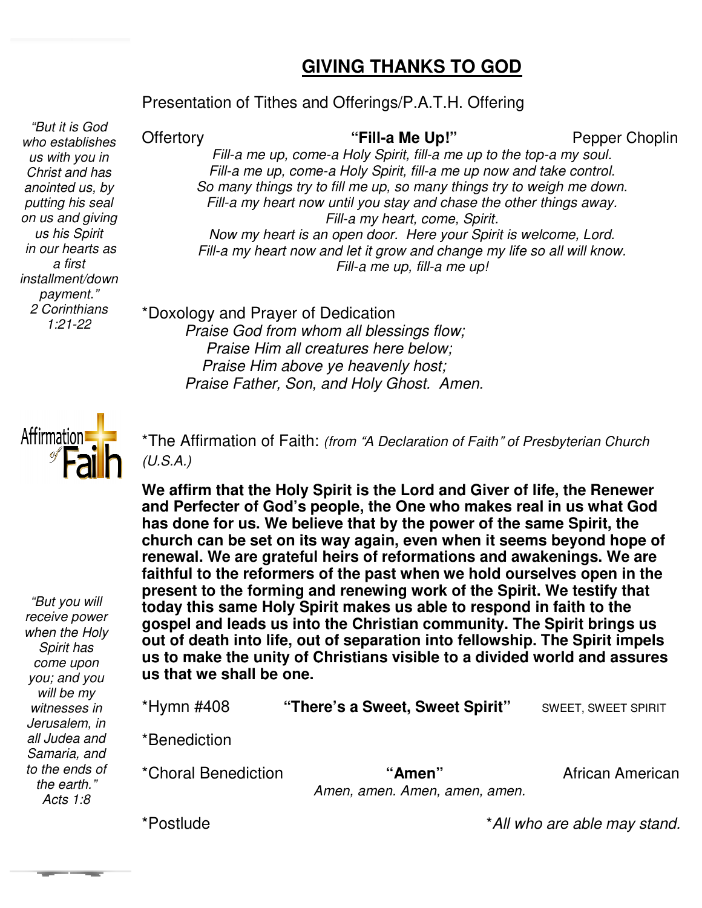## GIVING THANKS TO GOD

Presentation of Tithes and Offerings/P.A.T.H. Offering

*"But it is God who establishes us with you in Christ and has anointed us, by putting his seal on us and giving us his Spirit in our hearts as a first installment/down payment."*
*2 Corinthians 1:21-22*

Offertory **"Fill-a Me Up!"** Pepper Choplin

*Fill-a me up, come-a Holy Spirit, fill-a me up to the top-a my soul.*
*Fill-a me up, come-a Holy Spirit, fill-a me up now and take control.*
*So many things try to fill me up, so many things try to weigh me down.*
*Fill-a my heart now until you stay and chase the other things away.*
*Fill-a my heart, come, Spirit.*
*Now my heart is an open door. Here your Spirit is welcome, Lord.*
*Fill-a my heart now and let it grow and change my life so all will know.*
*Fill-a me up, fill-a me up!*

*Doxology and Prayer of Dedication

*Praise God from whom all blessings flow;*
*Praise Him all creatures here below;*
*Praise Him above ye heavenly host;*
*Praise Father, Son, and Holy Ghost. Amen.*

Affirmation of Faith

*The Affirmation of Faith: *(from "A Declaration of Faith" of Presbyterian Church (U.S.A.)*

**We affirm that the Holy Spirit is the Lord and Giver of life, the Renewer and Perfecter of God's people, the One who makes real in us what God has done for us. We believe that by the power of the same Spirit, the church can be set on its way again, even when it seems beyond hope of renewal. We are grateful heirs of reformations and awakenings. We are faithful to the reformers of the past when we hold ourselves open in the present to the forming and renewing work of the Spirit. We testify that today this same Holy Spirit makes us able to respond in faith to the gospel and leads us into the Christian community. The Spirit brings us out of death into life, out of separation into fellowship. The Spirit impels us to make the unity of Christians visible to a divided world and assures us that we shall be one.**

*"But you will receive power when the Holy Spirit has come upon you; and you will be my witnesses in Jerusalem, in all Judea and Samaria, and to the ends of the earth."*
*Acts 1:8*

*Hymn #408 **"There's a Sweet, Sweet Spirit"** SWEET, SWEET SPIRIT

*Benediction

*Choral Benediction **"Amen"** African American

*Amen, amen. Amen, amen, amen.*

*Postlude

**All who are able may stand.*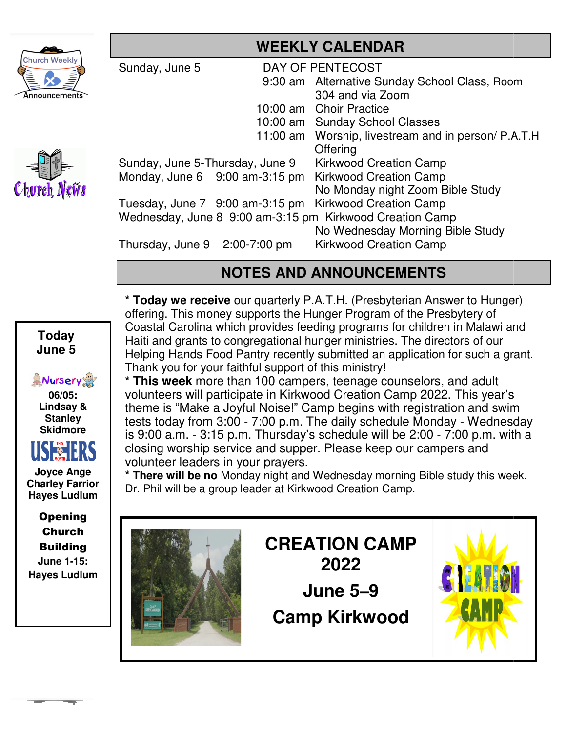## WEEKLY CALENDAR

| | | |
|---|---|---|
| Sunday, June 5 | | DAY OF PENTECOST |
| | 9:30 am | Alternative Sunday School Class, Room 304 and via Zoom |
| | 10:00 am | Choir Practice |
| | 10:00 am | Sunday School Classes |
| | 11:00 am | Worship, livestream and in person/ P.A.T.H Offering |
| Sunday, June 5-Thursday, June 9 | | Kirkwood Creation Camp |
| Monday, June 6 | 9:00 am-3:15 pm | Kirkwood Creation Camp<br>No Monday night Zoom Bible Study |
| Tuesday, June 7 | 9:00 am-3:15 pm | Kirkwood Creation Camp |
| Wednesday, June 8 | 9:00 am-3:15 pm | Kirkwood Creation Camp<br>No Wednesday Morning Bible Study |
| Thursday, June 9 | 2:00-7:00 pm | Kirkwood Creation Camp |

## NOTES AND ANNOUNCEMENTS

**Today June 5**

**Nursery**
**06/05: Lindsay & Stanley Skidmore**

**USHERS THIS MONTH**
**Joyce Ange**
**Charley Farrior**
**Hayes Ludlum**

**Opening Church Building**
**June 1-15: Hayes Ludlum**

* **Today we receive** our quarterly P.A.T.H. (Presbyterian Answer to Hunger) offering. This money supports the Hunger Program of the Presbytery of Coastal Carolina which provides feeding programs for children in Malawi and Haiti and grants to congregational hunger ministries. The directors of our Helping Hands Food Pantry recently submitted an application for such a grant. Thank you for your faithful support of this ministry!

* **This week** more than 100 campers, teenage counselors, and adult volunteers will participate in Kirkwood Creation Camp 2022. This year's theme is "Make a Joyful Noise!" Camp begins with registration and swim tests today from 3:00 - 7:00 p.m. The daily schedule Monday - Wednesday is 9:00 a.m. - 3:15 p.m. Thursday's schedule will be 2:00 - 7:00 p.m. with a closing worship service and supper. Please keep our campers and volunteer leaders in your prayers.

* **There will be no** Monday night and Wednesday morning Bible study this week. Dr. Phil will be a group leader at Kirkwood Creation Camp.

**CREATION CAMP 2022**

**June 5–9**

**Camp Kirkwood**